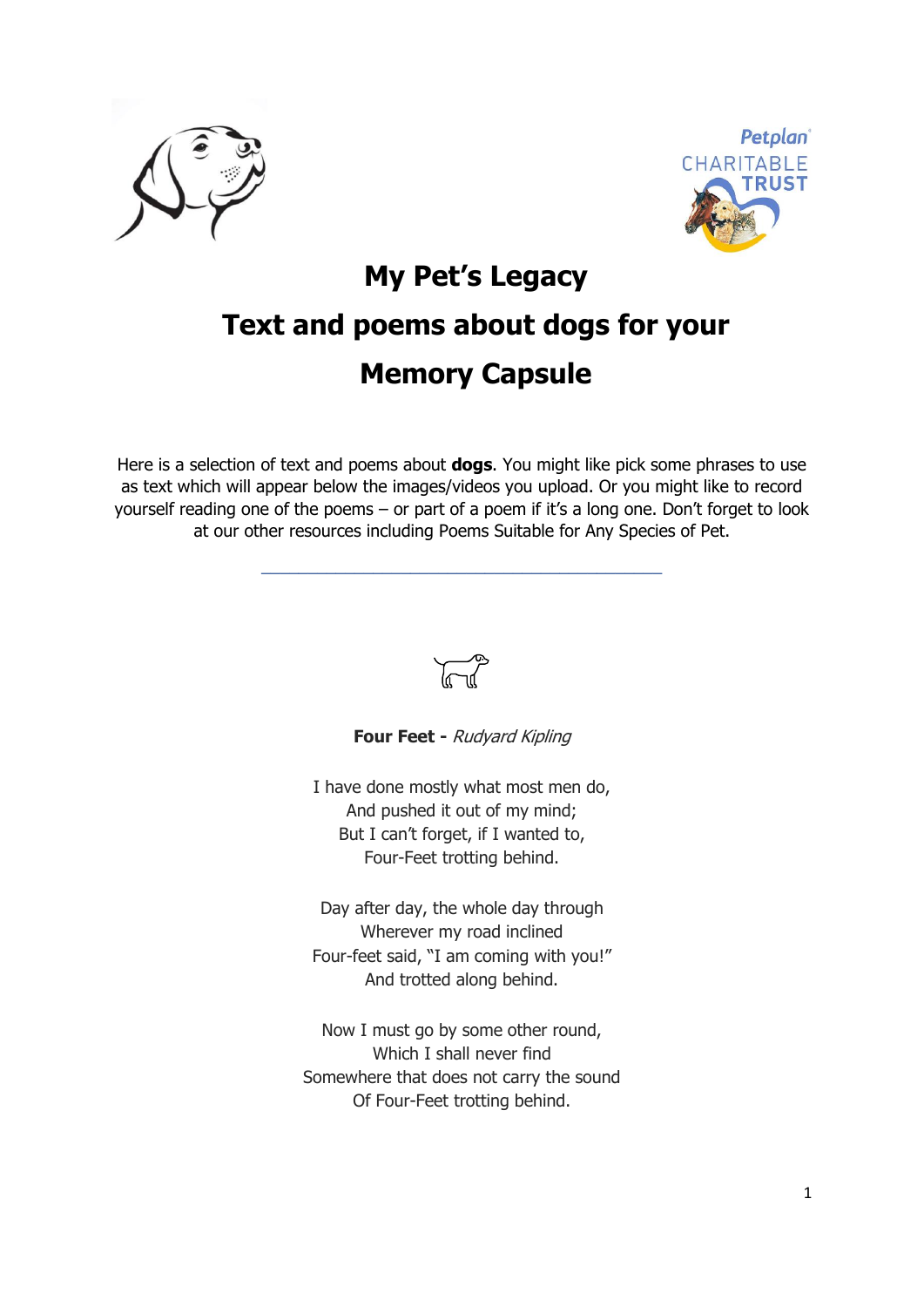Petplan CHARITABLE TRUST

# My Pet's Legacy

# Text and poems about dogs for your Memory Capsule

Here is a selection of text and poems about **dogs**. You might like pick some phrases to use as text which will appear below the images/videos you upload. Or you might like to record yourself reading one of the poems – or part of a poem if it's a long one. Don't forget to look at our other resources including Poems Suitable for Any Species of Pet.

---

**Four Feet -** *Rudyard Kipling*

I have done mostly what most men do,  
And pushed it out of my mind;  
But I can't forget, if I wanted to,  
Four-Feet trotting behind.

Day after day, the whole day through  
Wherever my road inclined  
Four-feet said, "I am coming with you!"  
And trotted along behind.

Now I must go by some other round,  
Which I shall never find  
Somewhere that does not carry the sound  
Of Four-Feet trotting behind.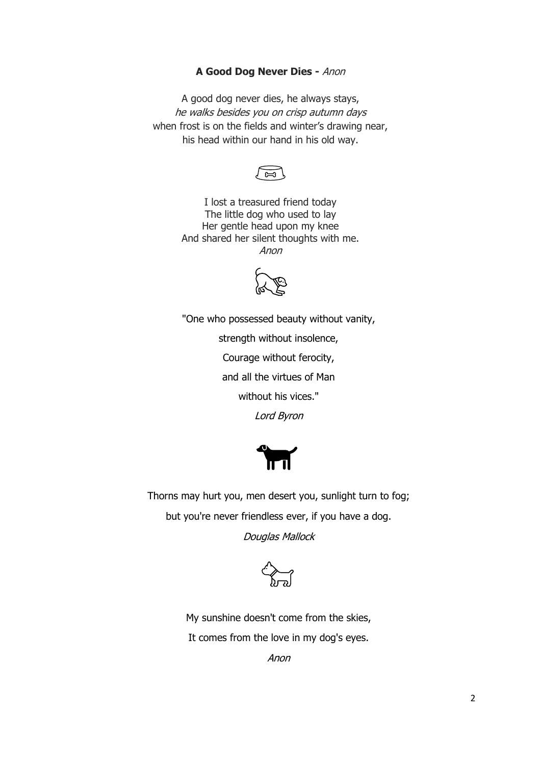**A Good Dog Never Dies -** *Anon*

A good dog never dies, he always stays,
*he walks besides you on crisp autumn days*
when frost is on the fields and winter's drawing near,
his head within our hand in his old way.

I lost a treasured friend today
The little dog who used to lay
Her gentle head upon my knee
And shared her silent thoughts with me.
*Anon*

"One who possessed beauty without vanity,

strength without insolence,

Courage without ferocity,

and all the virtues of Man

without his vices."

*Lord Byron*

Thorns may hurt you, men desert you, sunlight turn to fog;

but you're never friendless ever, if you have a dog.

*Douglas Mallock*

My sunshine doesn't come from the skies,

It comes from the love in my dog's eyes.

*Anon*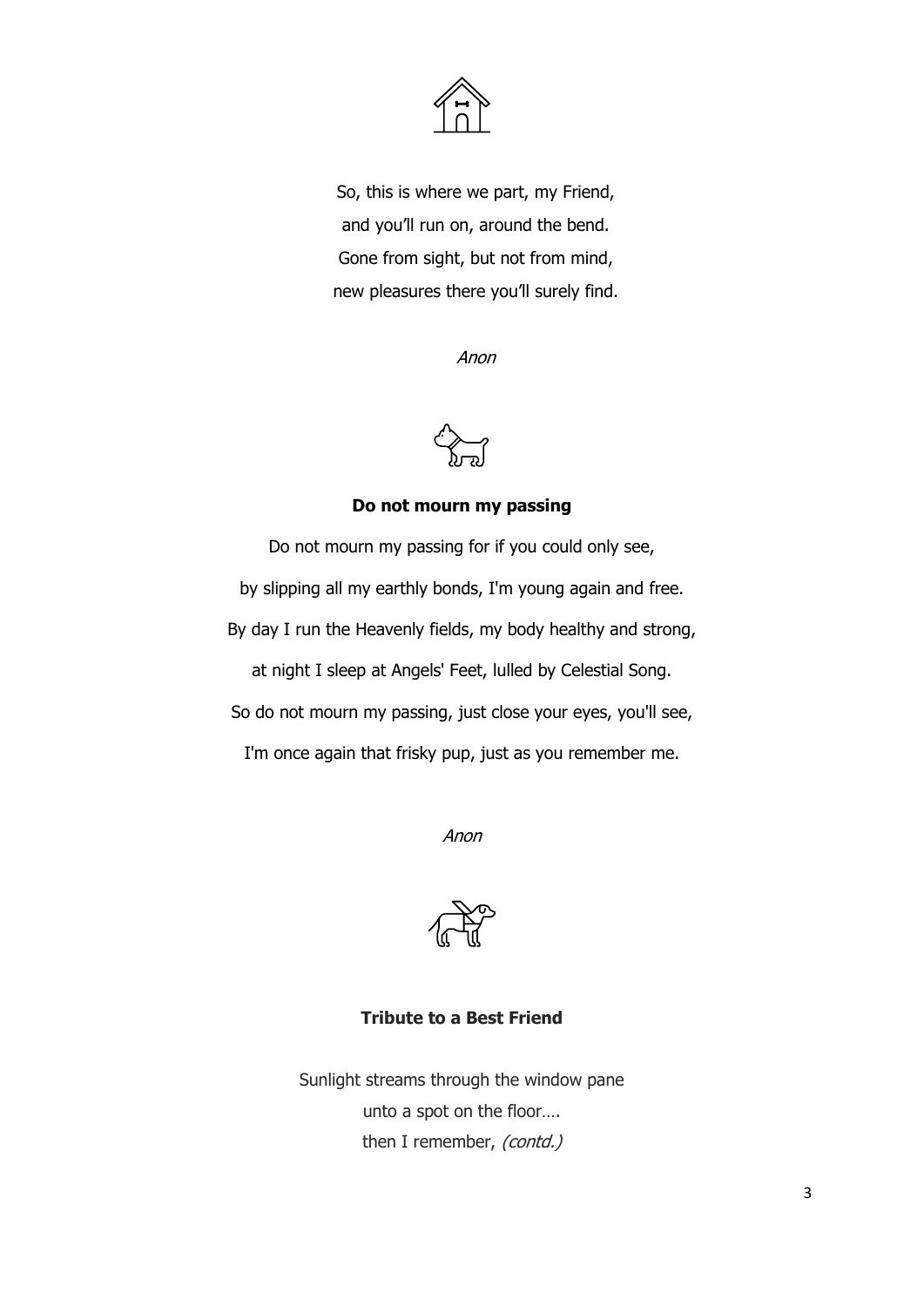So, this is where we part, my Friend,
and you'll run on, around the bend.
Gone from sight, but not from mind,
new pleasures there you'll surely find.

*Anon*

**Do not mourn my passing**

Do not mourn my passing for if you could only see,
by slipping all my earthly bonds, I'm young again and free.
By day I run the Heavenly fields, my body healthy and strong,
at night I sleep at Angels' Feet, lulled by Celestial Song.
So do not mourn my passing, just close your eyes, you'll see,
I'm once again that frisky pup, just as you remember me.

*Anon*

**Tribute to a Best Friend**

Sunlight streams through the window pane
unto a spot on the floor….
then I remember, *(contd.)*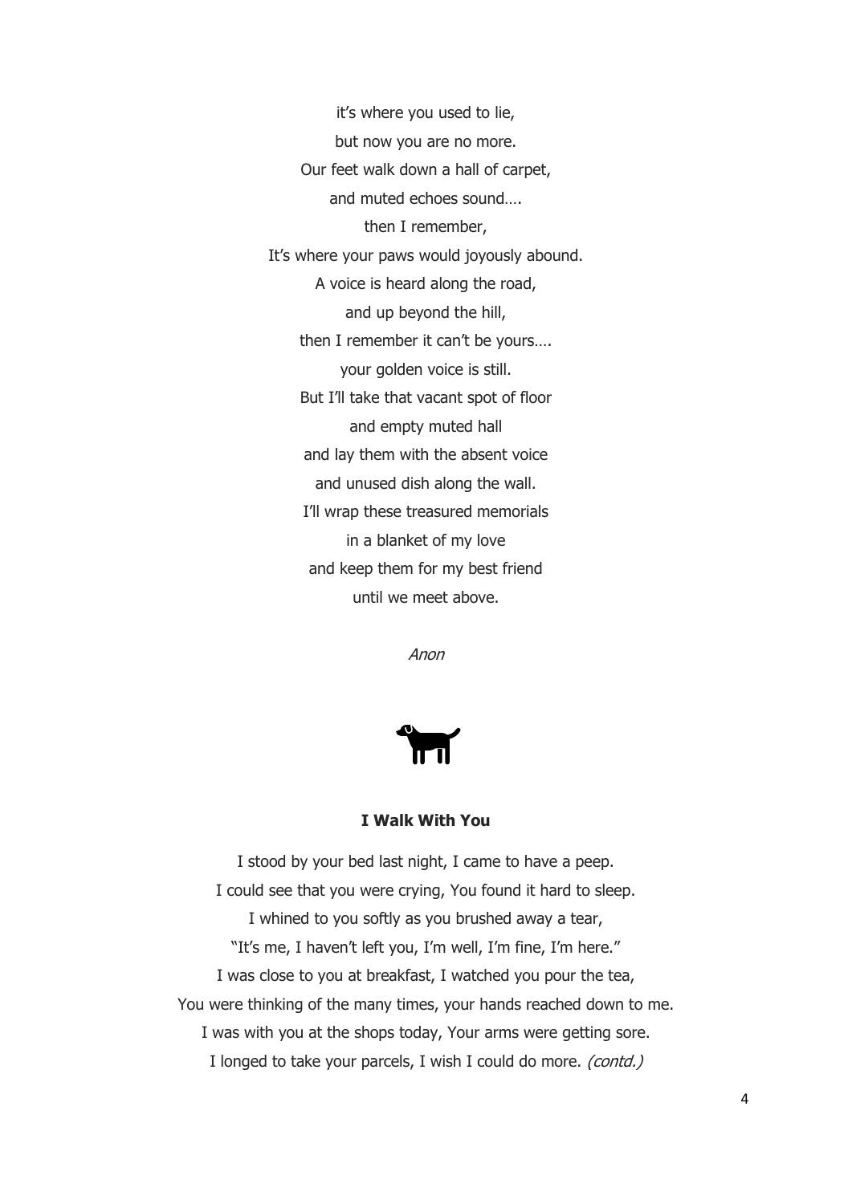it's where you used to lie,  
but now you are no more.  
Our feet walk down a hall of carpet,  
and muted echoes sound….  
then I remember,  
It's where your paws would joyously abound.  
A voice is heard along the road,  
and up beyond the hill,  
then I remember it can't be yours….  
your golden voice is still.  
But I'll take that vacant spot of floor  
and empty muted hall  
and lay them with the absent voice  
and unused dish along the wall.  
I'll wrap these treasured memorials  
in a blanket of my love  
and keep them for my best friend  
until we meet above.

*Anon*

**I Walk With You**

I stood by your bed last night, I came to have a peep.  
I could see that you were crying, You found it hard to sleep.  
I whined to you softly as you brushed away a tear,  
"It's me, I haven't left you, I'm well, I'm fine, I'm here."  
I was close to you at breakfast, I watched you pour the tea,  
You were thinking of the many times, your hands reached down to me.  
I was with you at the shops today, Your arms were getting sore.  
I longed to take your parcels, I wish I could do more. *(contd.)*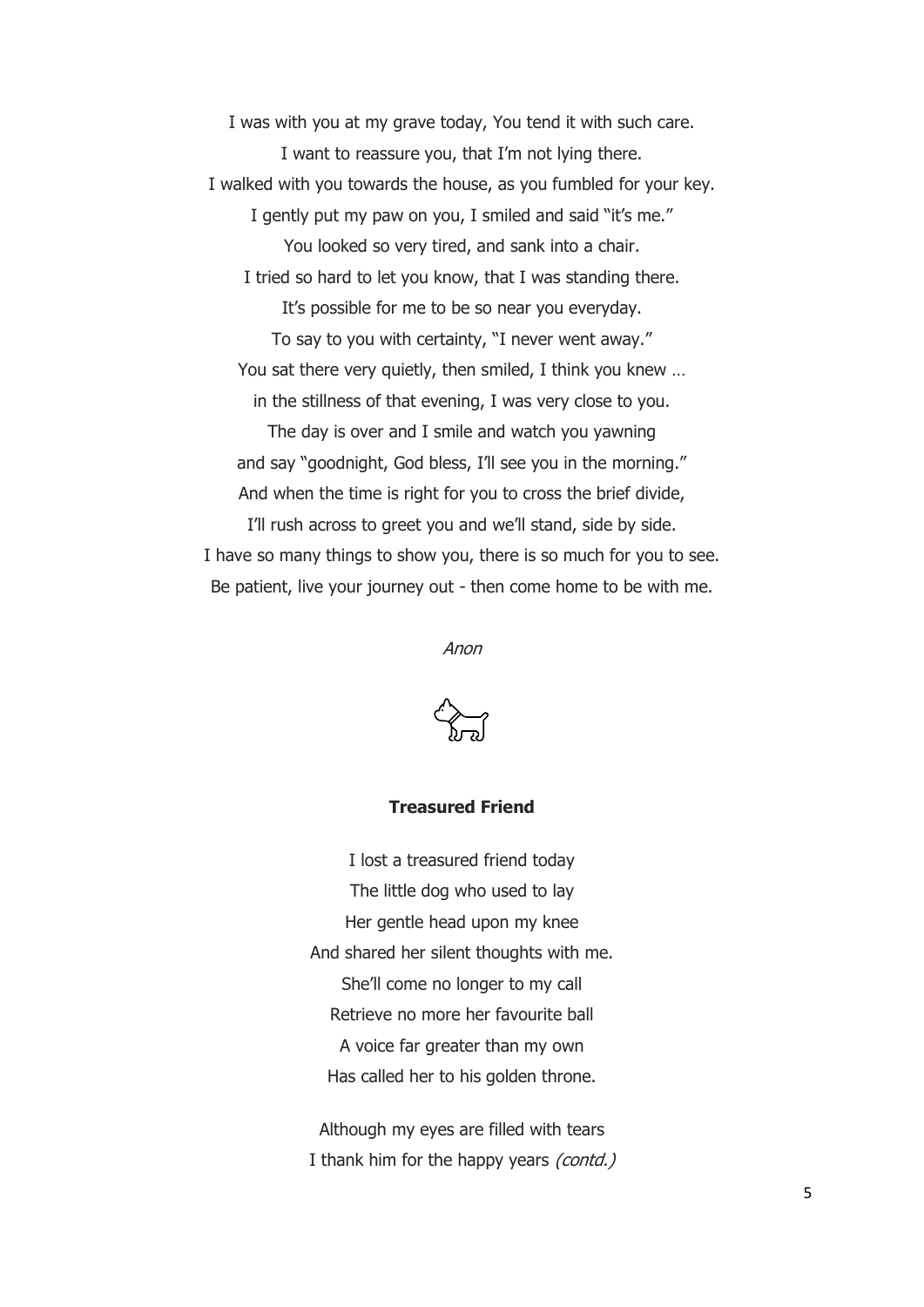I was with you at my grave today, You tend it with such care.
I want to reassure you, that I'm not lying there.
I walked with you towards the house, as you fumbled for your key.
I gently put my paw on you, I smiled and said "it's me."
You looked so very tired, and sank into a chair.
I tried so hard to let you know, that I was standing there.
It's possible for me to be so near you everyday.
To say to you with certainty, "I never went away."
You sat there very quietly, then smiled, I think you knew …
in the stillness of that evening, I was very close to you.
The day is over and I smile and watch you yawning
and say "goodnight, God bless, I'll see you in the morning."
And when the time is right for you to cross the brief divide,
I'll rush across to greet you and we'll stand, side by side.
I have so many things to show you, there is so much for you to see.
Be patient, live your journey out - then come home to be with me.

*Anon*

**Treasured Friend**

I lost a treasured friend today
The little dog who used to lay
Her gentle head upon my knee
And shared her silent thoughts with me.
She'll come no longer to my call
Retrieve no more her favourite ball
A voice far greater than my own
Has called her to his golden throne.

Although my eyes are filled with tears
I thank him for the happy years *(contd.)*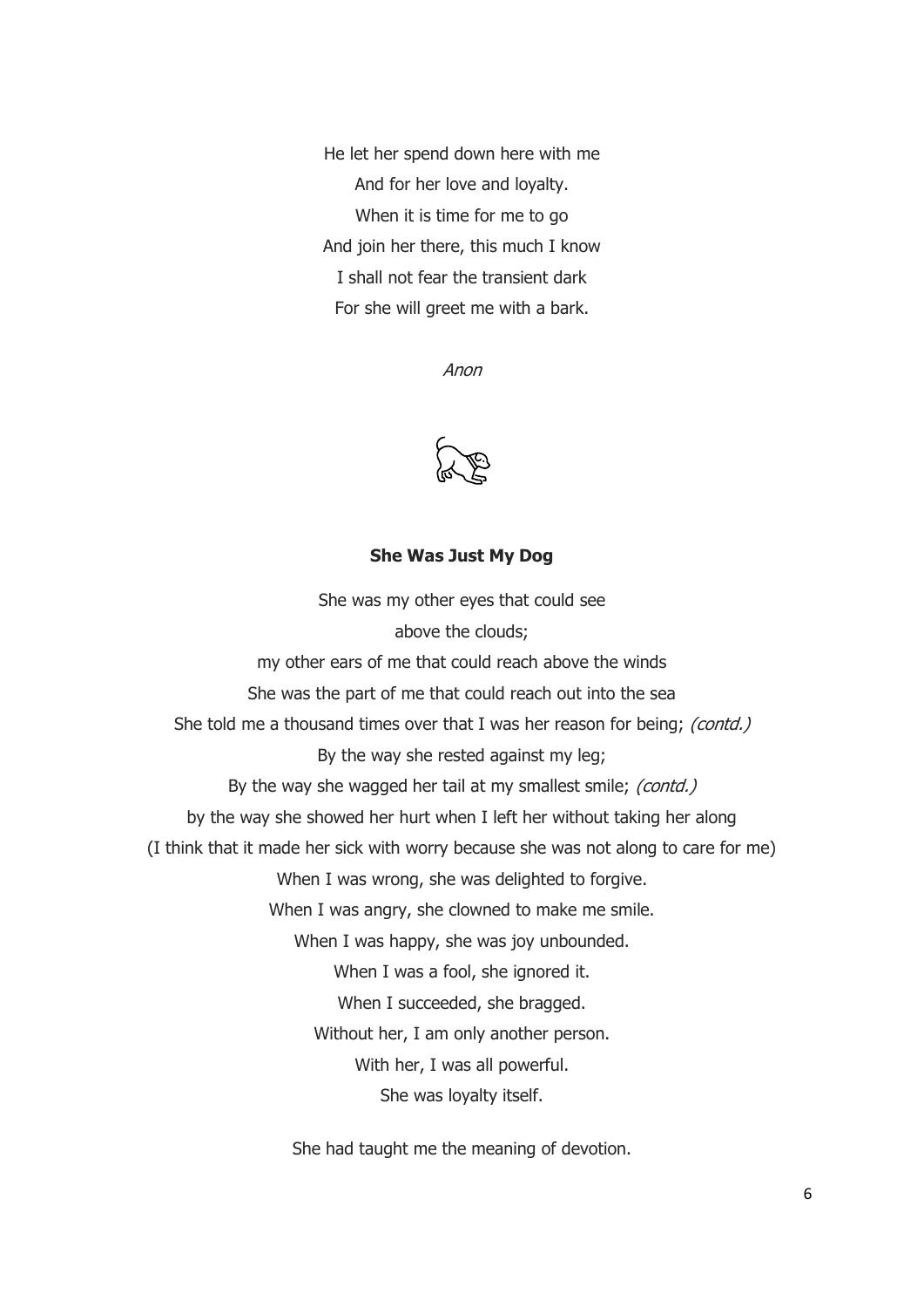He let her spend down here with me  
And for her love and loyalty.  
When it is time for me to go  
And join her there, this much I know  
I shall not fear the transient dark  
For she will greet me with a bark.

*Anon*

**She Was Just My Dog**

She was my other eyes that could see  
above the clouds;  
my other ears of me that could reach above the winds  
She was the part of me that could reach out into the sea  
She told me a thousand times over that I was her reason for being; *(contd.)*  
By the way she rested against my leg;  
By the way she wagged her tail at my smallest smile; *(contd.)*  
by the way she showed her hurt when I left her without taking her along  
(I think that it made her sick with worry because she was not along to care for me)  
When I was wrong, she was delighted to forgive.  
When I was angry, she clowned to make me smile.  
When I was happy, she was joy unbounded.  
When I was a fool, she ignored it.  
When I succeeded, she bragged.  
Without her, I am only another person.  
With her, I was all powerful.  
She was loyalty itself.

She had taught me the meaning of devotion.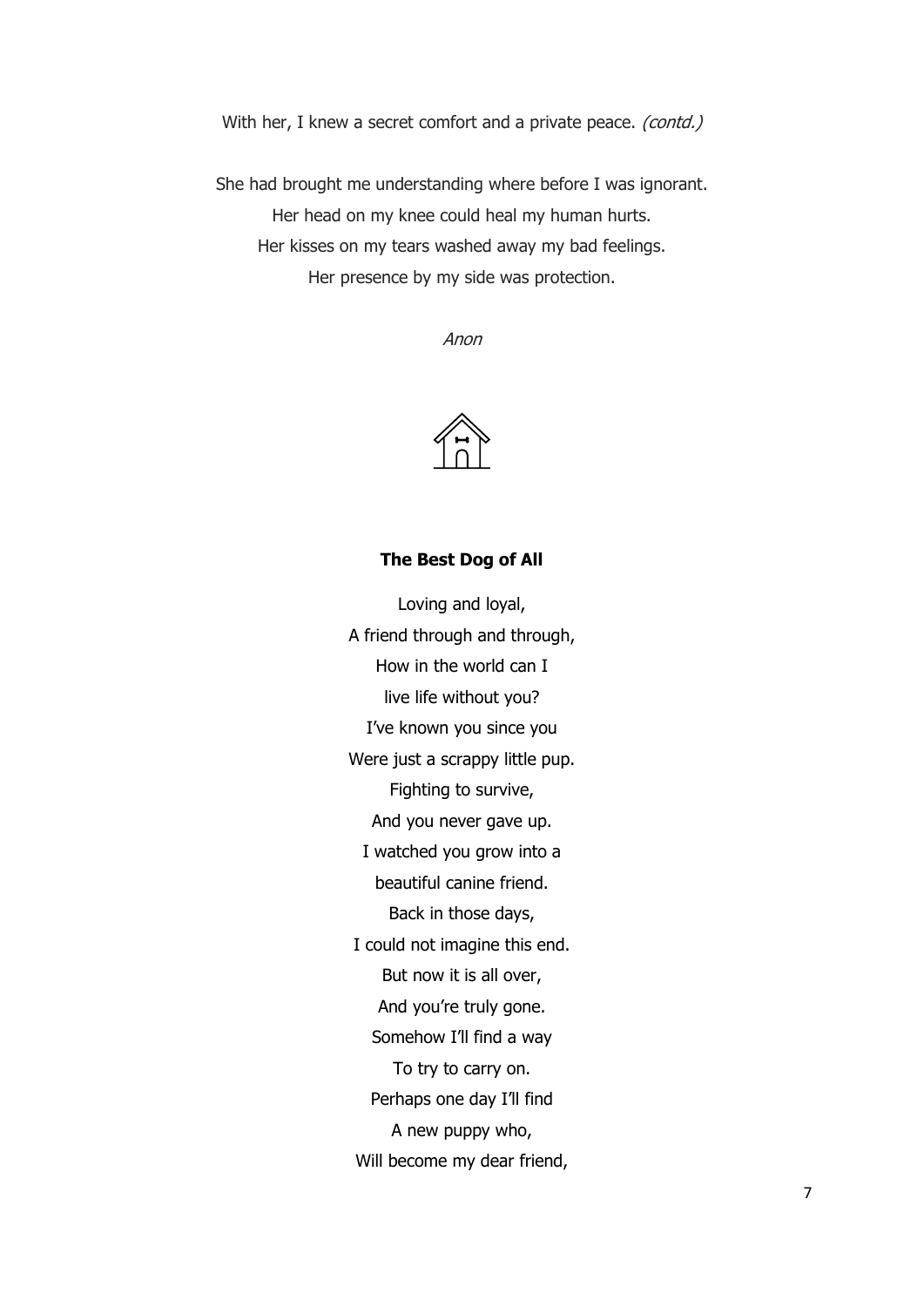With her, I knew a secret comfort and a private peace. *(contd.)*

She had brought me understanding where before I was ignorant.
Her head on my knee could heal my human hurts.
Her kisses on my tears washed away my bad feelings.
Her presence by my side was protection.

*Anon*

**The Best Dog of All**

Loving and loyal,
A friend through and through,
How in the world can I
live life without you?
I've known you since you
Were just a scrappy little pup.
Fighting to survive,
And you never gave up.
I watched you grow into a
beautiful canine friend.
Back in those days,
I could not imagine this end.
But now it is all over,
And you're truly gone.
Somehow I'll find a way
To try to carry on.
Perhaps one day I'll find
A new puppy who,
Will become my dear friend,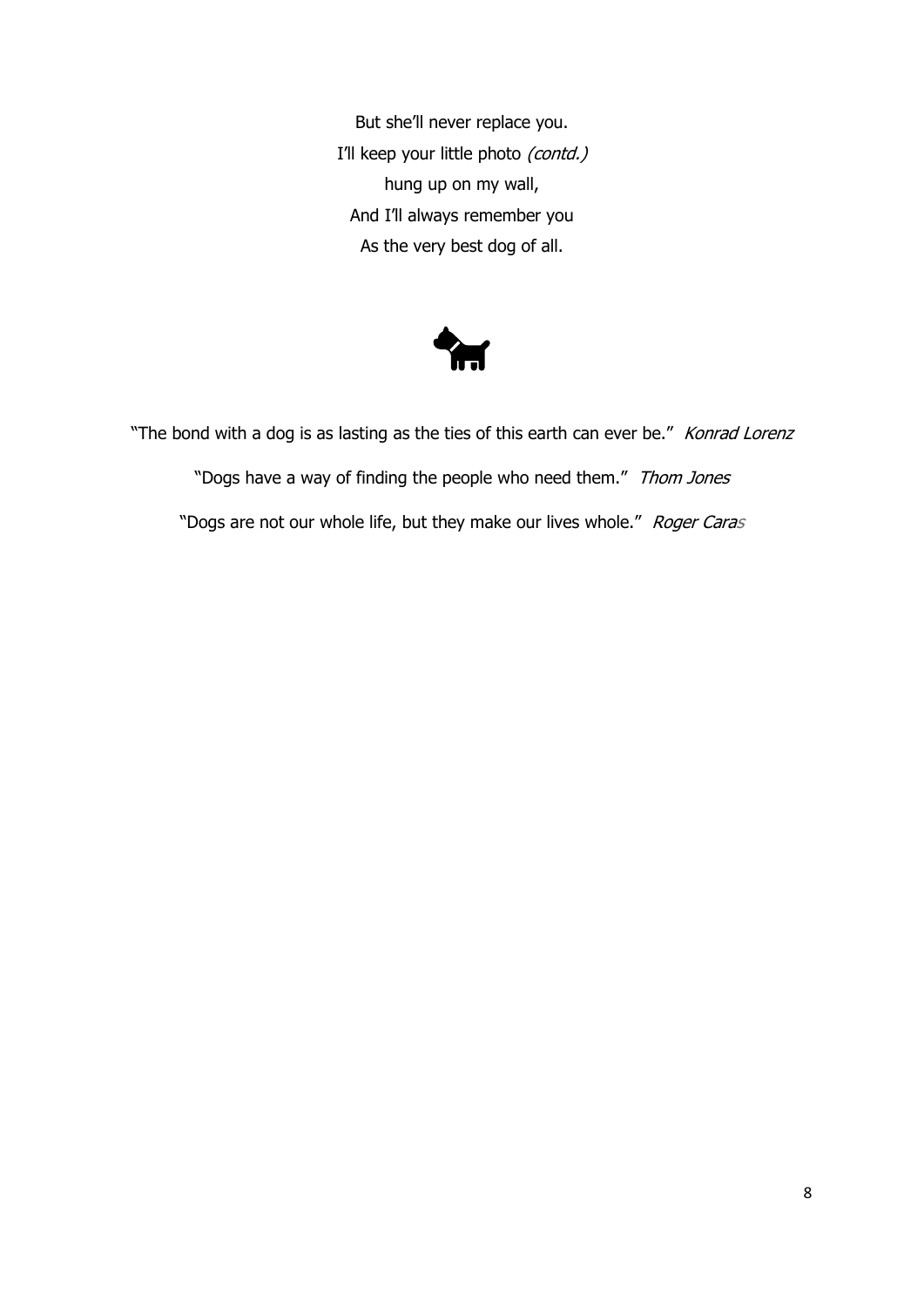But she'll never replace you.  
I'll keep your little photo *(contd.)*  
hung up on my wall,  
And I'll always remember you  
As the very best dog of all.

"The bond with a dog is as lasting as the ties of this earth can ever be." *Konrad Lorenz*

"Dogs have a way of finding the people who need them." *Thom Jones*

"Dogs are not our whole life, but they make our lives whole." *Roger Caras*